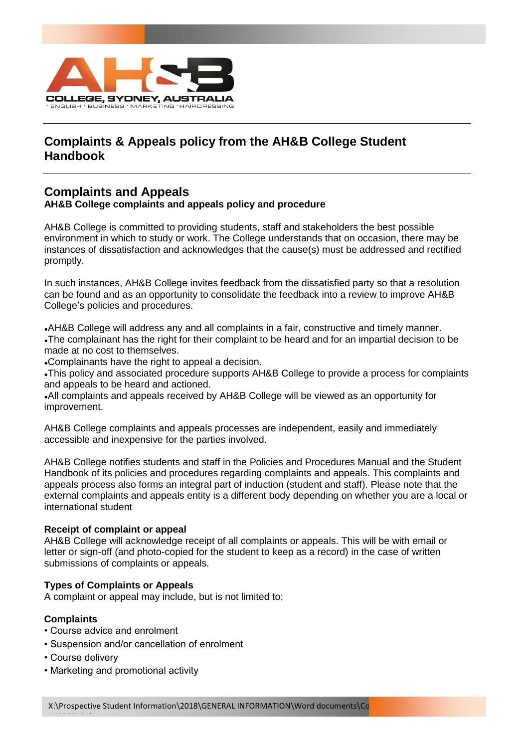# Complaints & Appeals policy from the AH&B College Student Handbook

## Complaints and Appeals

**AH&B College complaints and appeals policy and procedure**

AH&B College is committed to providing students, staff and stakeholders the best possible environment in which to study or work. The College understands that on occasion, there may be instances of dissatisfaction and acknowledges that the cause(s) must be addressed and rectified promptly.

In such instances, AH&B College invites feedback from the dissatisfied party so that a resolution can be found and as an opportunity to consolidate the feedback into a review to improve AH&B College's policies and procedures.

- AH&B College will address any and all complaints in a fair, constructive and timely manner.
- The complainant has the right for their complaint to be heard and for an impartial decision to be made at no cost to themselves.
- Complainants have the right to appeal a decision.
- This policy and associated procedure supports AH&B College to provide a process for complaints and appeals to be heard and actioned.
- All complaints and appeals received by AH&B College will be viewed as an opportunity for improvement.

AH&B College complaints and appeals processes are independent, easily and immediately accessible and inexpensive for the parties involved.

AH&B College notifies students and staff in the Policies and Procedures Manual and the Student Handbook of its policies and procedures regarding complaints and appeals. This complaints and appeals process also forms an integral part of induction (student and staff). Please note that the external complaints and appeals entity is a different body depending on whether you are a local or international student

### Receipt of complaint or appeal

AH&B College will acknowledge receipt of all complaints or appeals. This will be with email or letter or sign-off (and photo-copied for the student to keep as a record) in the case of written submissions of complaints or appeals.

### Types of Complaints or Appeals

A complaint or appeal may include, but is not limited to;

### Complaints

- Course advice and enrolment
- Suspension and/or cancellation of enrolment
- Course delivery
- Marketing and promotional activity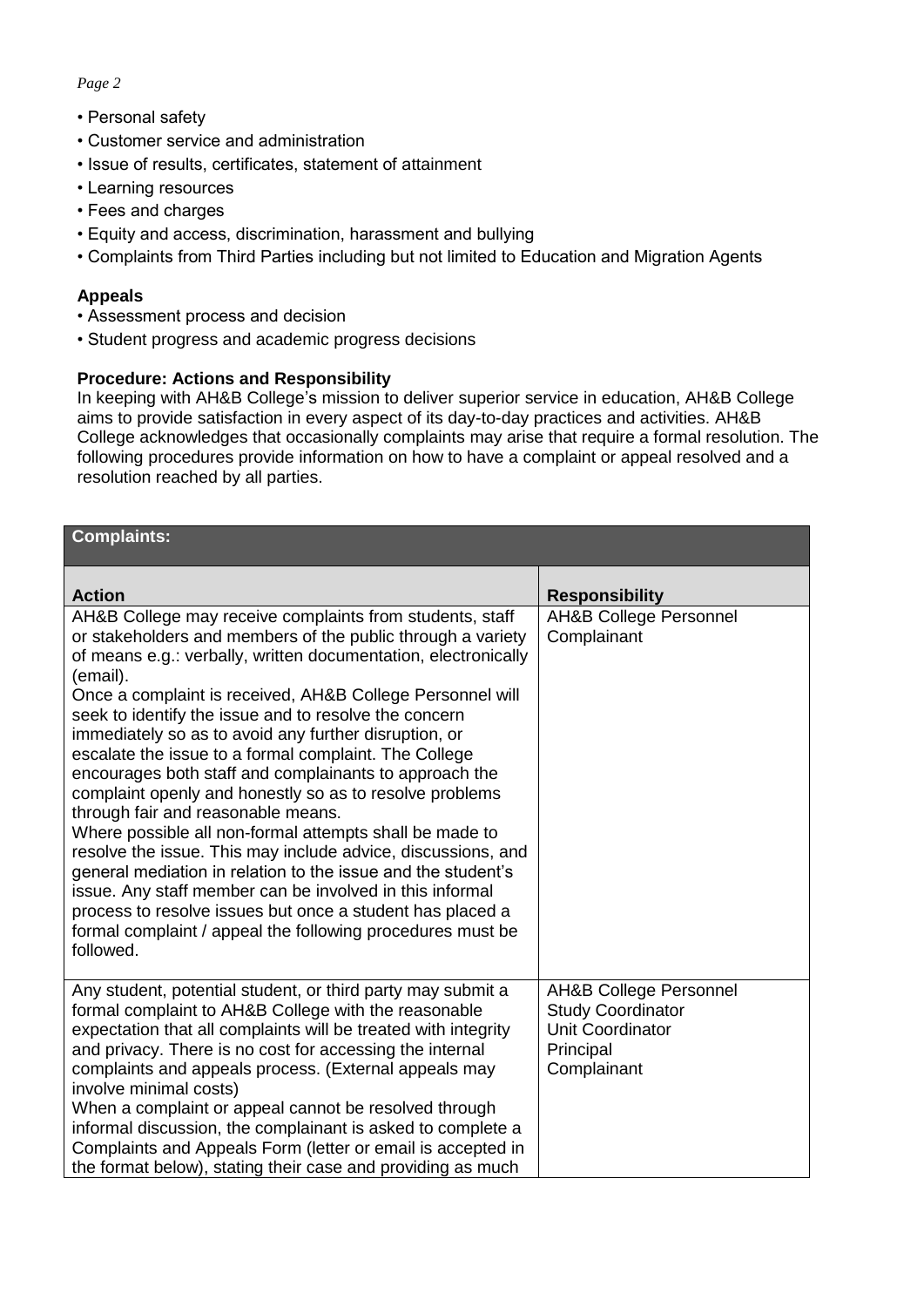- Personal safety
- Customer service and administration
- Issue of results, certificates, statement of attainment
- Learning resources
- Fees and charges
- Equity and access, discrimination, harassment and bullying
- Complaints from Third Parties including but not limited to Education and Migration Agents

**Appeals**

- Assessment process and decision
- Student progress and academic progress decisions

**Procedure: Actions and Responsibility**

In keeping with AH&B College's mission to deliver superior service in education, AH&B College aims to provide satisfaction in every aspect of its day-to-day practices and activities. AH&B College acknowledges that occasionally complaints may arise that require a formal resolution. The following procedures provide information on how to have a complaint or appeal resolved and a resolution reached by all parties.

| **Complaints:** | |
|---|---|
| **Action** | **Responsibility** |
| AH&B College may receive complaints from students, staff or stakeholders and members of the public through a variety of means e.g.: verbally, written documentation, electronically (email).<br>Once a complaint is received, AH&B College Personnel will seek to identify the issue and to resolve the concern immediately so as to avoid any further disruption, or escalate the issue to a formal complaint. The College encourages both staff and complainants to approach the complaint openly and honestly so as to resolve problems through fair and reasonable means.<br>Where possible all non-formal attempts shall be made to resolve the issue. This may include advice, discussions, and general mediation in relation to the issue and the student's issue. Any staff member can be involved in this informal process to resolve issues but once a student has placed a formal complaint / appeal the following procedures must be followed. | AH&B College Personnel<br>Complainant |
| Any student, potential student, or third party may submit a formal complaint to AH&B College with the reasonable expectation that all complaints will be treated with integrity and privacy. There is no cost for accessing the internal complaints and appeals process. (External appeals may involve minimal costs)<br>When a complaint or appeal cannot be resolved through informal discussion, the complainant is asked to complete a Complaints and Appeals Form (letter or email is accepted in the format below), stating their case and providing as much | AH&B College Personnel<br>Study Coordinator<br>Unit Coordinator<br>Principal<br>Complainant |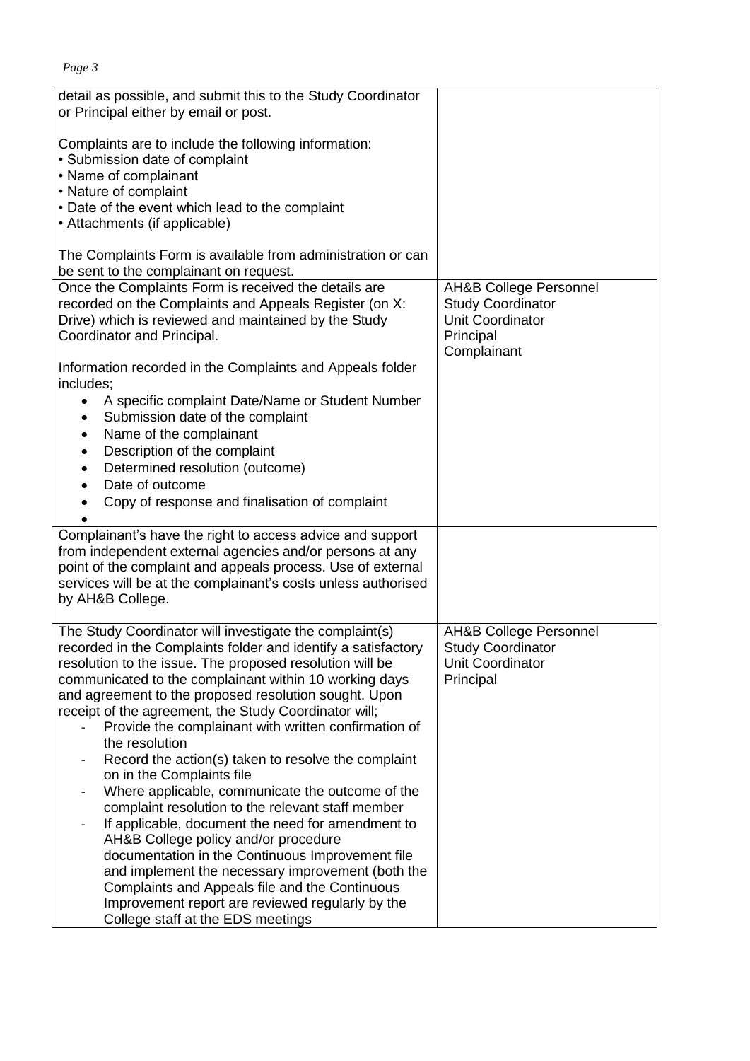| | |
|---|---|
| detail as possible, and submit this to the Study Coordinator or Principal either by email or post.<br><br>Complaints are to include the following information:<br>• Submission date of complaint<br>• Name of complainant<br>• Nature of complaint<br>• Date of the event which lead to the complaint<br>• Attachments (if applicable)<br><br>The Complaints Form is available from administration or can be sent to the complainant on request. | |
| Once the Complaints Form is received the details are recorded on the Complaints and Appeals Register (on X: Drive) which is reviewed and maintained by the Study Coordinator and Principal.<br><br>Information recorded in the Complaints and Appeals folder includes;<br>• A specific complaint Date/Name or Student Number<br>• Submission date of the complaint<br>• Name of the complainant<br>• Description of the complaint<br>• Determined resolution (outcome)<br>• Date of outcome<br>• Copy of response and finalisation of complaint<br>• | AH&B College Personnel<br>Study Coordinator<br>Unit Coordinator<br>Principal<br>Complainant |
| Complainant's have the right to access advice and support from independent external agencies and/or persons at any point of the complaint and appeals process. Use of external services will be at the complainant's costs unless authorised by AH&B College. | |
| The Study Coordinator will investigate the complaint(s) recorded in the Complaints folder and identify a satisfactory resolution to the issue. The proposed resolution will be communicated to the complainant within 10 working days and agreement to the proposed resolution sought. Upon receipt of the agreement, the Study Coordinator will;<br>- Provide the complainant with written confirmation of the resolution<br>- Record the action(s) taken to resolve the complaint on in the Complaints file<br>- Where applicable, communicate the outcome of the complaint resolution to the relevant staff member<br>- If applicable, document the need for amendment to AH&B College policy and/or procedure documentation in the Continuous Improvement file and implement the necessary improvement (both the Complaints and Appeals file and the Continuous Improvement report are reviewed regularly by the College staff at the EDS meetings | AH&B College Personnel<br>Study Coordinator<br>Unit Coordinator<br>Principal |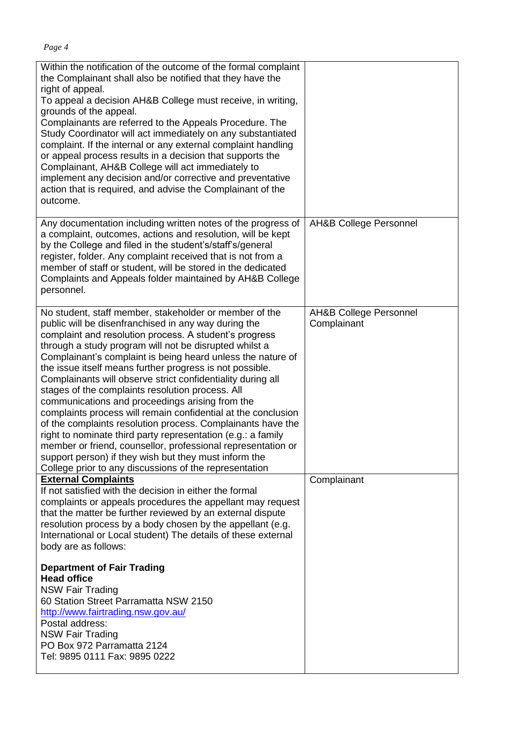| | |
|---|---|
| Within the notification of the outcome of the formal complaint the Complainant shall also be notified that they have the right of appeal.<br>To appeal a decision AH&B College must receive, in writing, grounds of the appeal.<br>Complainants are referred to the Appeals Procedure. The Study Coordinator will act immediately on any substantiated complaint. If the internal or any external complaint handling or appeal process results in a decision that supports the Complainant, AH&B College will act immediately to implement any decision and/or corrective and preventative action that is required, and advise the Complainant of the outcome. | |
| Any documentation including written notes of the progress of a complaint, outcomes, actions and resolution, will be kept by the College and filed in the student's/staff's/general register, folder. Any complaint received that is not from a member of staff or student, will be stored in the dedicated Complaints and Appeals folder maintained by AH&B College personnel. | AH&B College Personnel |
| No student, staff member, stakeholder or member of the public will be disenfranchised in any way during the complaint and resolution process. A student's progress through a study program will not be disrupted whilst a Complainant's complaint is being heard unless the nature of the issue itself means further progress is not possible. Complainants will observe strict confidentiality during all stages of the complaints resolution process. All communications and proceedings arising from the complaints process will remain confidential at the conclusion of the complaints resolution process. Complainants have the right to nominate third party representation (e.g.: a family member or friend, counsellor, professional representation or support person) if they wish but they must inform the College prior to any discussions of the representation | AH&B College Personnel<br>Complainant |
| **External Complaints**<br>If not satisfied with the decision in either the formal complaints or appeals procedures the appellant may request that the matter be further reviewed by an external dispute resolution process by a body chosen by the appellant (e.g. International or Local student) The details of these external body are as follows:<br><br>**Department of Fair Trading**<br>**Head office**<br>NSW Fair Trading<br>60 Station Street Parramatta NSW 2150<br>http://www.fairtrading.nsw.gov.au/<br>Postal address:<br>NSW Fair Trading<br>PO Box 972 Parramatta 2124<br>Tel: 9895 0111 Fax: 9895 0222 | Complainant |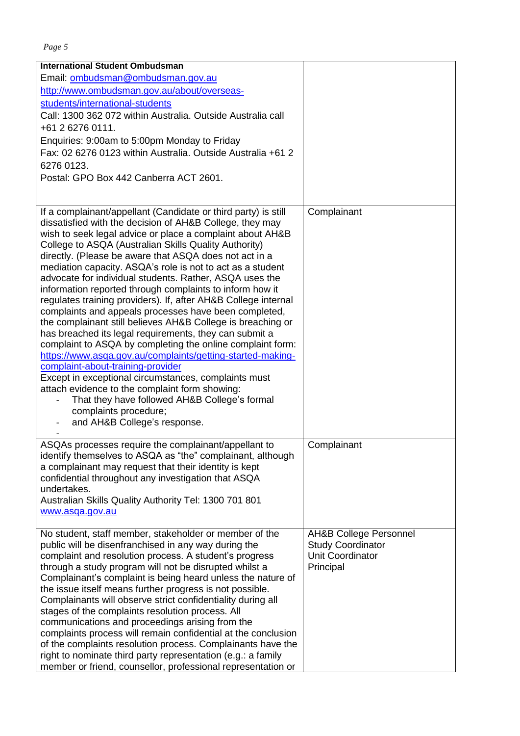| | |
|---|---|
| **International Student Ombudsman**<br>Email: ombudsman@ombudsman.gov.au<br>http://www.ombudsman.gov.au/about/overseas-students/international-students<br>Call: 1300 362 072 within Australia. Outside Australia call +61 2 6276 0111.<br>Enquiries: 9:00am to 5:00pm Monday to Friday<br>Fax: 02 6276 0123 within Australia. Outside Australia +61 2 6276 0123.<br>Postal: GPO Box 442 Canberra ACT 2601. | |
| If a complainant/appellant (Candidate or third party) is still dissatisfied with the decision of AH&B College, they may wish to seek legal advice or place a complaint about AH&B College to ASQA (Australian Skills Quality Authority) directly. (Please be aware that ASQA does not act in a mediation capacity. ASQA's role is not to act as a student advocate for individual students. Rather, ASQA uses the information reported through complaints to inform how it regulates training providers). If, after AH&B College internal complaints and appeals processes have been completed, the complainant still believes AH&B College is breaching or has breached its legal requirements, they can submit a complaint to ASQA by completing the online complaint form: https://www.asqa.gov.au/complaints/getting-started-making-complaint-about-training-provider<br>Except in exceptional circumstances, complaints must attach evidence to the complaint form showing:<br>- That they have followed AH&B College's formal complaints procedure;<br>- and AH&B College's response.<br>- | Complainant |
| ASQAs processes require the complainant/appellant to identify themselves to ASQA as "the" complainant, although a complainant may request that their identity is kept confidential throughout any investigation that ASQA undertakes.<br>Australian Skills Quality Authority Tel: 1300 701 801<br>www.asqa.gov.au | Complainant |
| No student, staff member, stakeholder or member of the public will be disenfranchised in any way during the complaint and resolution process. A student's progress through a study program will not be disrupted whilst a Complainant's complaint is being heard unless the nature of the issue itself means further progress is not possible. Complainants will observe strict confidentiality during all stages of the complaints resolution process. All communications and proceedings arising from the complaints process will remain confidential at the conclusion of the complaints resolution process. Complainants have the right to nominate third party representation (e.g.: a family member or friend, counsellor, professional representation or | AH&B College Personnel<br>Study Coordinator<br>Unit Coordinator<br>Principal |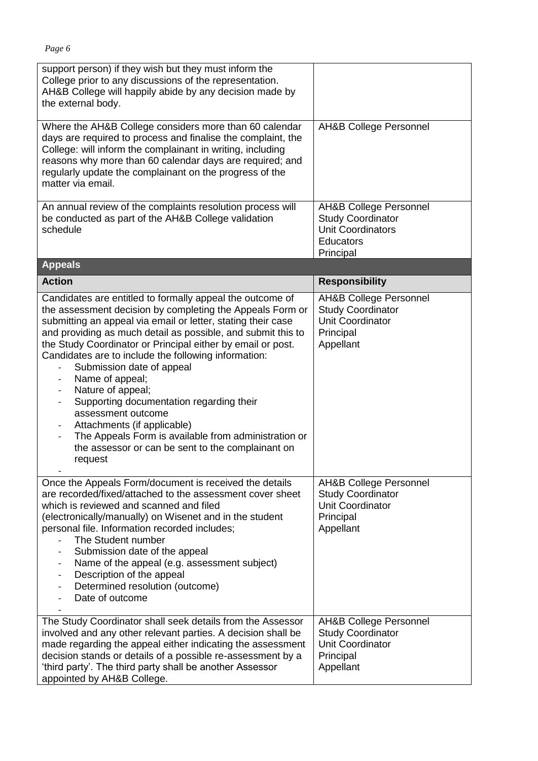| | |
|---|---|
| support person) if they wish but they must inform the College prior to any discussions of the representation. AH&B College will happily abide by any decision made by the external body. | |
| Where the AH&B College considers more than 60 calendar days are required to process and finalise the complaint, the College: will inform the complainant in writing, including reasons why more than 60 calendar days are required; and regularly update the complainant on the progress of the matter via email. | AH&B College Personnel |
| An annual review of the complaints resolution process will be conducted as part of the AH&B College validation schedule | AH&B College Personnel<br>Study Coordinator<br>Unit Coordinators<br>Educators<br>Principal |

**Appeals**

| Action | Responsibility |
|---|---|
| Candidates are entitled to formally appeal the outcome of the assessment decision by completing the Appeals Form or submitting an appeal via email or letter, stating their case and providing as much detail as possible, and submit this to the Study Coordinator or Principal either by email or post. Candidates are to include the following information:<br>- Submission date of appeal<br>- Name of appeal;<br>- Nature of appeal;<br>- Supporting documentation regarding their assessment outcome<br>- Attachments (if applicable)<br>- The Appeals Form is available from administration or the assessor or can be sent to the complainant on request<br>- | AH&B College Personnel<br>Study Coordinator<br>Unit Coordinator<br>Principal<br>Appellant |
| Once the Appeals Form/document is received the details are recorded/fixed/attached to the assessment cover sheet which is reviewed and scanned and filed (electronically/manually) on Wisenet and in the student personal file. Information recorded includes;<br>- The Student number<br>- Submission date of the appeal<br>- Name of the appeal (e.g. assessment subject)<br>- Description of the appeal<br>- Determined resolution (outcome)<br>- Date of outcome<br>- | AH&B College Personnel<br>Study Coordinator<br>Unit Coordinator<br>Principal<br>Appellant |
| The Study Coordinator shall seek details from the Assessor involved and any other relevant parties. A decision shall be made regarding the appeal either indicating the assessment decision stands or details of a possible re-assessment by a 'third party'. The third party shall be another Assessor appointed by AH&B College. | AH&B College Personnel<br>Study Coordinator<br>Unit Coordinator<br>Principal<br>Appellant |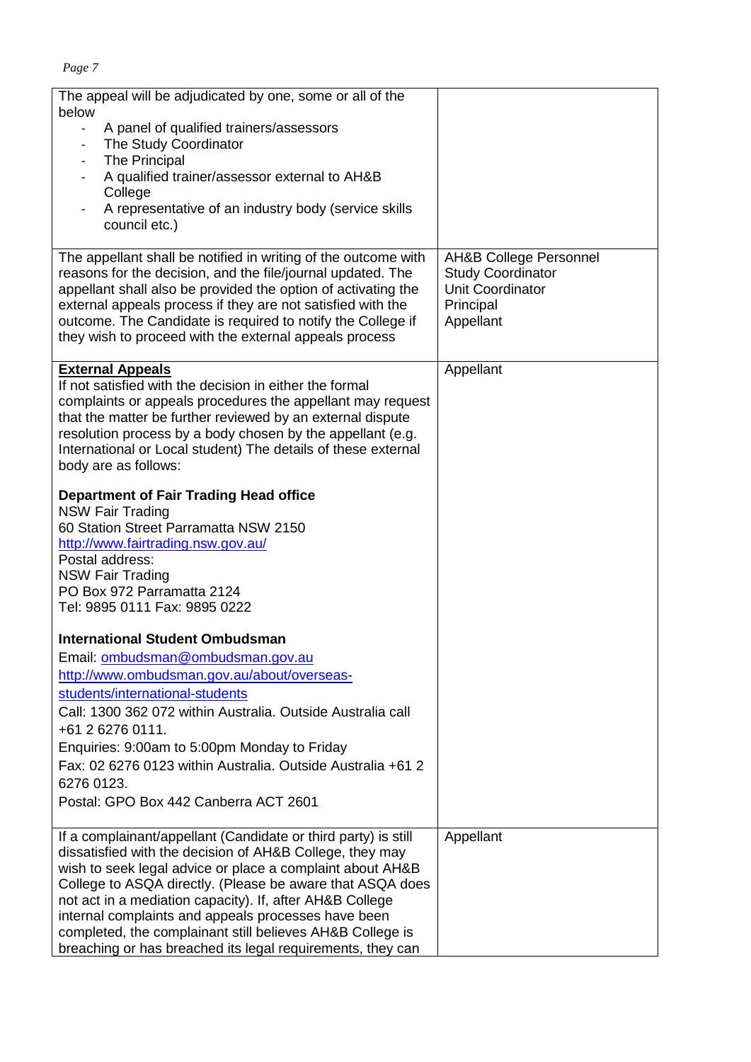| | |
|---|---|
| The appeal will be adjudicated by one, some or all of the below<br>- A panel of qualified trainers/assessors<br>- The Study Coordinator<br>- The Principal<br>- A qualified trainer/assessor external to AH&B College<br>- A representative of an industry body (service skills council etc.) | |
| The appellant shall be notified in writing of the outcome with reasons for the decision, and the file/journal updated. The appellant shall also be provided the option of activating the external appeals process if they are not satisfied with the outcome. The Candidate is required to notify the College if they wish to proceed with the external appeals process | AH&B College Personnel<br>Study Coordinator<br>Unit Coordinator<br>Principal<br>Appellant |
| **External Appeals**<br>If not satisfied with the decision in either the formal complaints or appeals procedures the appellant may request that the matter be further reviewed by an external dispute resolution process by a body chosen by the appellant (e.g. International or Local student) The details of these external body are as follows:<br><br>**Department of Fair Trading Head office**<br>NSW Fair Trading<br>60 Station Street Parramatta NSW 2150<br>http://www.fairtrading.nsw.gov.au/<br>Postal address:<br>NSW Fair Trading<br>PO Box 972 Parramatta 2124<br>Tel: 9895 0111 Fax: 9895 0222<br><br>**International Student Ombudsman**<br>Email: ombudsman@ombudsman.gov.au<br>http://www.ombudsman.gov.au/about/overseas-students/international-students<br>Call: 1300 362 072 within Australia. Outside Australia call +61 2 6276 0111.<br>Enquiries: 9:00am to 5:00pm Monday to Friday<br>Fax: 02 6276 0123 within Australia. Outside Australia +61 2 6276 0123.<br>Postal: GPO Box 442 Canberra ACT 2601 | Appellant |
| If a complainant/appellant (Candidate or third party) is still dissatisfied with the decision of AH&B College, they may wish to seek legal advice or place a complaint about AH&B College to ASQA directly. (Please be aware that ASQA does not act in a mediation capacity). If, after AH&B College internal complaints and appeals processes have been completed, the complainant still believes AH&B College is breaching or has breached its legal requirements, they can | Appellant |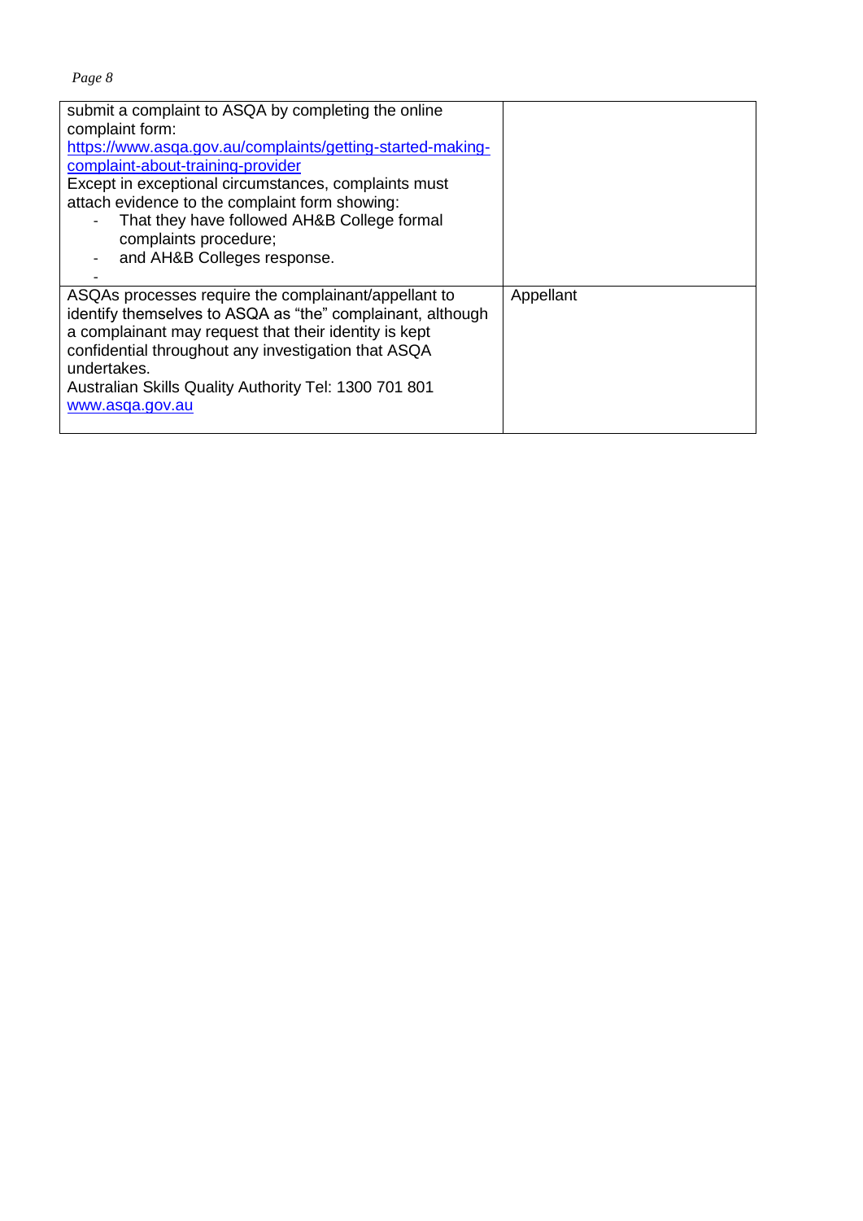| | |
|---|---|
| submit a complaint to ASQA by completing the online complaint form: https://www.asqa.gov.au/complaints/getting-started-making-complaint-about-training-provider<br>Except in exceptional circumstances, complaints must attach evidence to the complaint form showing:<br>- That they have followed AH&B College formal complaints procedure;<br>- and AH&B Colleges response.<br>- | |
| ASQAs processes require the complainant/appellant to identify themselves to ASQA as "the" complainant, although a complainant may request that their identity is kept confidential throughout any investigation that ASQA undertakes.<br>Australian Skills Quality Authority Tel: 1300 701 801<br>www.asqa.gov.au | Appellant |